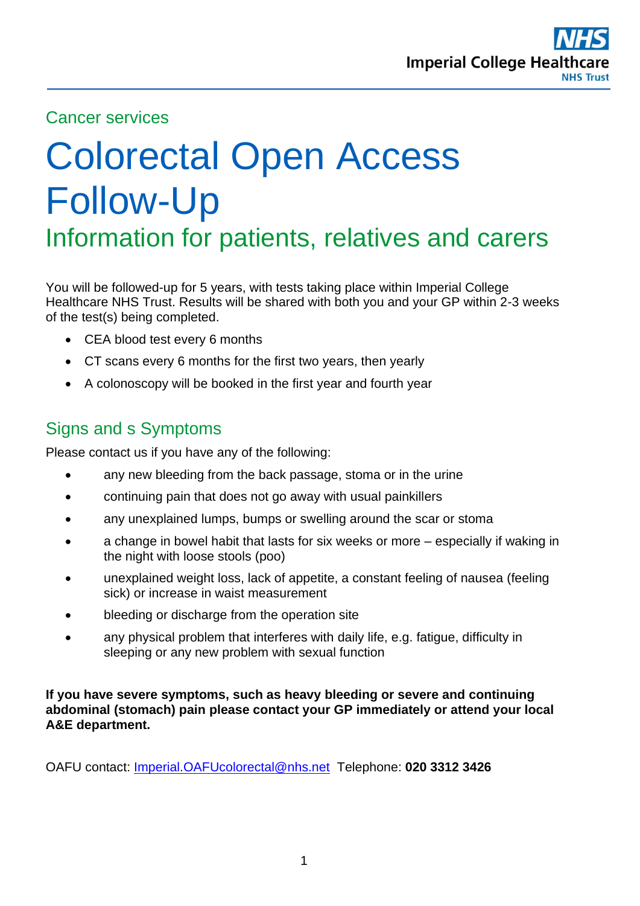Imperial College Healthcare NHS Trust

Cancer services

# Colorectal Open Access Follow-Up

## Information for patients, relatives and carers

You will be followed-up for 5 years, with tests taking place within Imperial College Healthcare NHS Trust. Results will be shared with both you and your GP within 2-3 weeks of the test(s) being completed.

- CEA blood test every 6 months
- CT scans every 6 months for the first two years, then yearly
- A colonoscopy will be booked in the first year and fourth year

## Signs and s Symptoms

Please contact us if you have any of the following:

- any new bleeding from the back passage, stoma or in the urine
- continuing pain that does not go away with usual painkillers
- any unexplained lumps, bumps or swelling around the scar or stoma
- a change in bowel habit that lasts for six weeks or more – especially if waking in the night with loose stools (poo)
- unexplained weight loss, lack of appetite, a constant feeling of nausea (feeling sick) or increase in waist measurement
- bleeding or discharge from the operation site
- any physical problem that interferes with daily life, e.g. fatigue, difficulty in sleeping or any new problem with sexual function

**If you have severe symptoms, such as heavy bleeding or severe and continuing abdominal (stomach) pain please contact your GP immediately or attend your local A&E department.**

OAFU contact: Imperial.OAFUcolorectal@nhs.net Telephone: **020 3312 3426**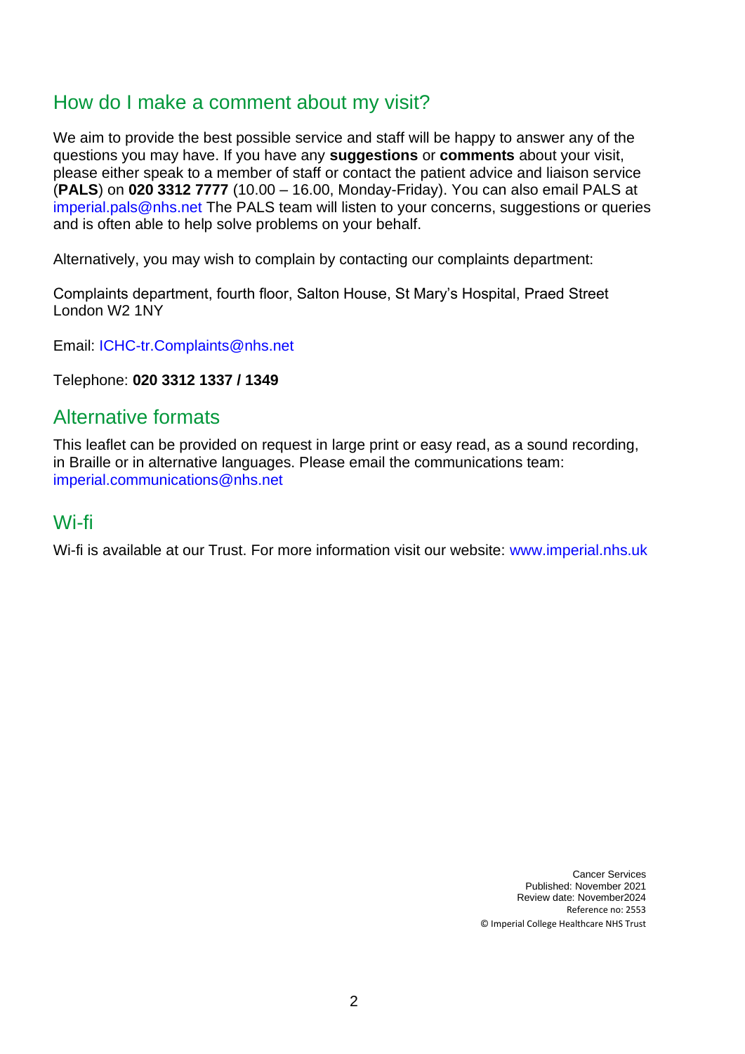## How do I make a comment about my visit?

We aim to provide the best possible service and staff will be happy to answer any of the questions you may have. If you have any **suggestions** or **comments** about your visit, please either speak to a member of staff or contact the patient advice and liaison service (**PALS**) on **020 3312 7777** (10.00 – 16.00, Monday-Friday). You can also email PALS at imperial.pals@nhs.net The PALS team will listen to your concerns, suggestions or queries and is often able to help solve problems on your behalf.

Alternatively, you may wish to complain by contacting our complaints department:

Complaints department, fourth floor, Salton House, St Mary's Hospital, Praed Street London W2 1NY

Email: ICHC-tr.Complaints@nhs.net

Telephone: **020 3312 1337 / 1349**

## Alternative formats

This leaflet can be provided on request in large print or easy read, as a sound recording, in Braille or in alternative languages. Please email the communications team: imperial.communications@nhs.net

## Wi-fi

Wi-fi is available at our Trust. For more information visit our website: www.imperial.nhs.uk

Cancer Services
Published: November 2021
Review date: November2024
Reference no: 2553
© Imperial College Healthcare NHS Trust